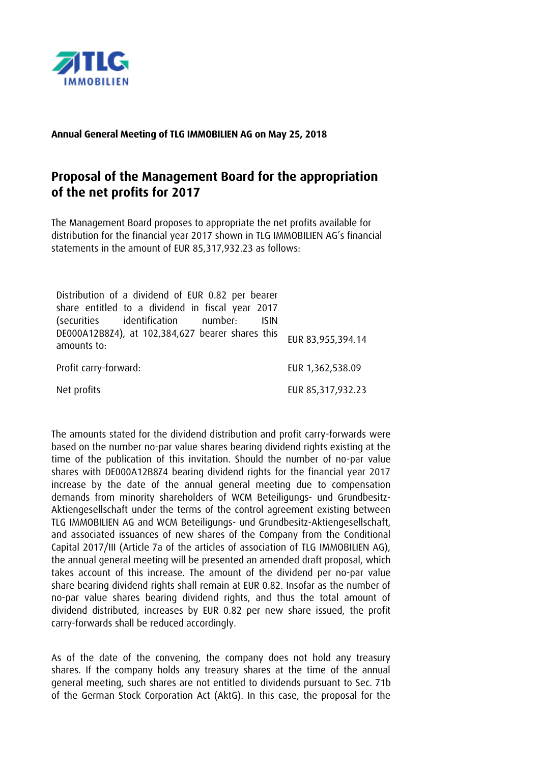**Annual General Meeting of TLG IMMOBILIEN AG on May 25, 2018**

# Proposal of the Management Board for the appropriation of the net profits for 2017

The Management Board proposes to appropriate the net profits available for distribution for the financial year 2017 shown in TLG IMMOBILIEN AG's financial statements in the amount of EUR 85,317,932.23 as follows:

| | |
|---|---|
| Distribution of a dividend of EUR 0.82 per bearer share entitled to a dividend in fiscal year 2017 (securities identification number: ISIN DE000A12B8Z4), at 102,384,627 bearer shares this amounts to: | EUR 83,955,394.14 |
| Profit carry-forward: | EUR 1,362,538.09 |
| Net profits | EUR 85,317,932.23 |

The amounts stated for the dividend distribution and profit carry-forwards were based on the number no-par value shares bearing dividend rights existing at the time of the publication of this invitation. Should the number of no-par value shares with DE000A12B8Z4 bearing dividend rights for the financial year 2017 increase by the date of the annual general meeting due to compensation demands from minority shareholders of WCM Beteiligungs- und Grundbesitz-Aktiengesellschaft under the terms of the control agreement existing between TLG IMMOBILIEN AG and WCM Beteiligungs- und Grundbesitz-Aktiengesellschaft, and associated issuances of new shares of the Company from the Conditional Capital 2017/III (Article 7a of the articles of association of TLG IMMOBILIEN AG), the annual general meeting will be presented an amended draft proposal, which takes account of this increase. The amount of the dividend per no-par value share bearing dividend rights shall remain at EUR 0.82. Insofar as the number of no-par value shares bearing dividend rights, and thus the total amount of dividend distributed, increases by EUR 0.82 per new share issued, the profit carry-forwards shall be reduced accordingly.

As of the date of the convening, the company does not hold any treasury shares. If the company holds any treasury shares at the time of the annual general meeting, such shares are not entitled to dividends pursuant to Sec. 71b of the German Stock Corporation Act (AktG). In this case, the proposal for the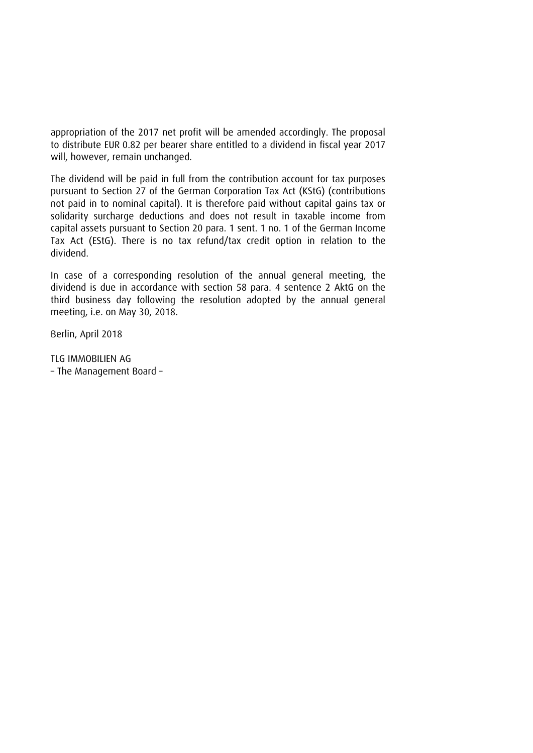appropriation of the 2017 net profit will be amended accordingly. The proposal to distribute EUR 0.82 per bearer share entitled to a dividend in fiscal year 2017 will, however, remain unchanged.

The dividend will be paid in full from the contribution account for tax purposes pursuant to Section 27 of the German Corporation Tax Act (KStG) (contributions not paid in to nominal capital). It is therefore paid without capital gains tax or solidarity surcharge deductions and does not result in taxable income from capital assets pursuant to Section 20 para. 1 sent. 1 no. 1 of the German Income Tax Act (EStG). There is no tax refund/tax credit option in relation to the dividend.

In case of a corresponding resolution of the annual general meeting, the dividend is due in accordance with section 58 para. 4 sentence 2 AktG on the third business day following the resolution adopted by the annual general meeting, i.e. on May 30, 2018.

Berlin, April 2018

TLG IMMOBILIEN AG
– The Management Board –